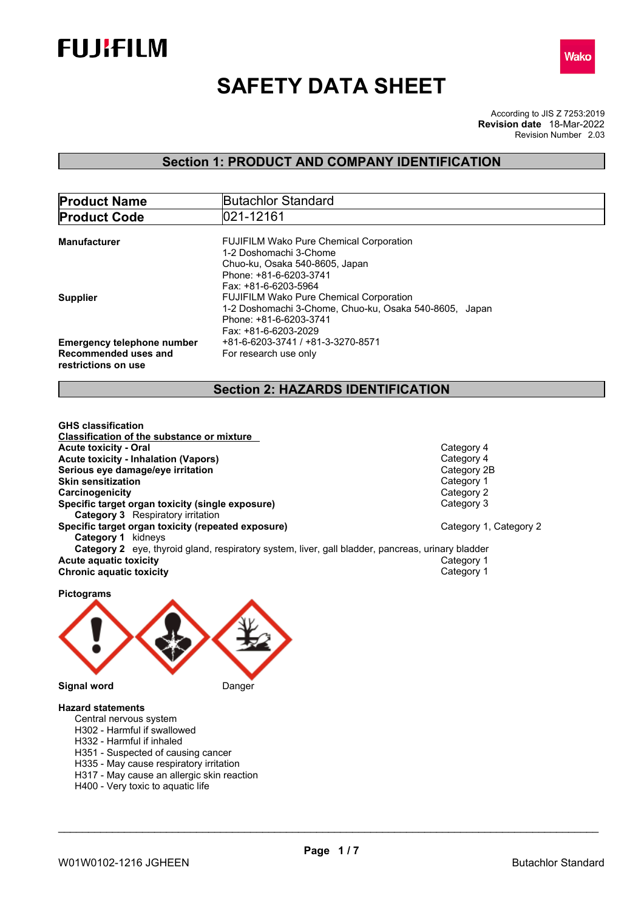FUJIFILM

Wako

# SAFETY DATA SHEET

According to JIS Z 7253:2019
**Revision date** 18-Mar-2022
Revision Number 2.03

## Section 1: PRODUCT AND COMPANY IDENTIFICATION

| **Product Name** | Butachlor Standard |
|---|---|
| **Product Code** | 021-12161 |

**Manufacturer**
FUJIFILM Wako Pure Chemical Corporation
1-2 Doshomachi 3-Chome
Chuo-ku, Osaka 540-8605, Japan
Phone: +81-6-6203-3741
Fax: +81-6-6203-5964

**Supplier**
FUJIFILM Wako Pure Chemical Corporation
1-2 Doshomachi 3-Chome, Chuo-ku, Osaka 540-8605, Japan
Phone: +81-6-6203-3741
Fax: +81-6-6203-2029

**Emergency telephone number** +81-6-6203-3741 / +81-3-3270-8571

**Recommended uses and restrictions on use** For research use only

## Section 2: HAZARDS IDENTIFICATION

**GHS classification**

**Classification of the substance or mixture**

| | |
|---|---|
| **Acute toxicity - Oral** | Category 4 |
| **Acute toxicity - Inhalation (Vapors)** | Category 4 |
| **Serious eye damage/eye irritation** | Category 2B |
| **Skin sensitization** | Category 1 |
| **Carcinogenicity** | Category 2 |
| **Specific target organ toxicity (single exposure)** | Category 3 |
| **Category 3** Respiratory irritation | |
| **Specific target organ toxicity (repeated exposure)** | Category 1, Category 2 |
| **Category 1** kidneys | |
| **Category 2** eye, thyroid gland, respiratory system, liver, gall bladder, pancreas, urinary bladder | |
| **Acute aquatic toxicity** | Category 1 |
| **Chronic aquatic toxicity** | Category 1 |

**Pictograms**

**Signal word** Danger

**Hazard statements**

Central nervous system
H302 - Harmful if swallowed
H332 - Harmful if inhaled
H351 - Suspected of causing cancer
H335 - May cause respiratory irritation
H317 - May cause an allergic skin reaction
H400 - Very toxic to aquatic life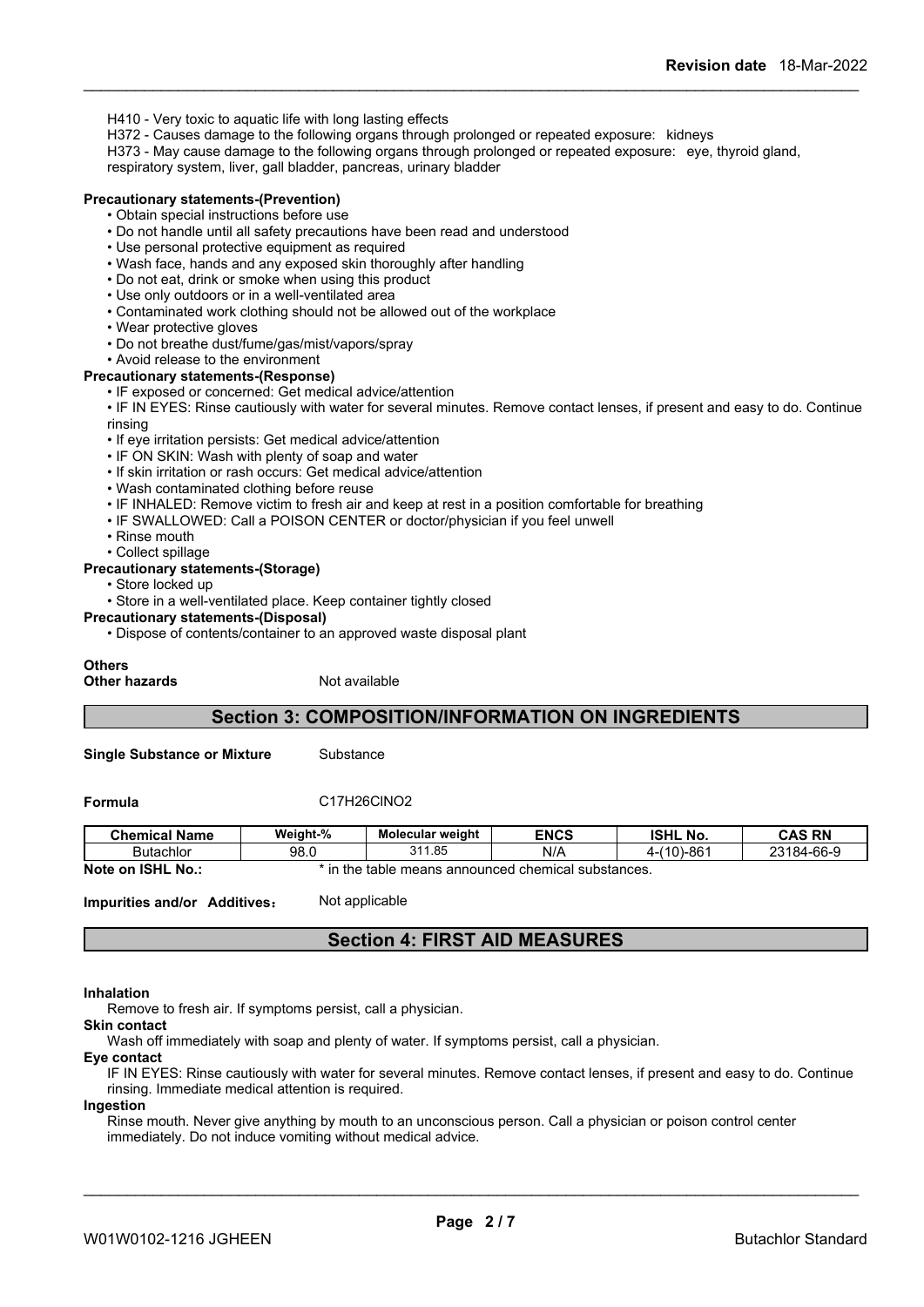H410 - Very toxic to aquatic life with long lasting effects
H372 - Causes damage to the following organs through prolonged or repeated exposure: kidneys
H373 - May cause damage to the following organs through prolonged or repeated exposure: eye, thyroid gland, respiratory system, liver, gall bladder, pancreas, urinary bladder

**Precautionary statements-(Prevention)**

- Obtain special instructions before use
- Do not handle until all safety precautions have been read and understood
- Use personal protective equipment as required
- Wash face, hands and any exposed skin thoroughly after handling
- Do not eat, drink or smoke when using this product
- Use only outdoors or in a well-ventilated area
- Contaminated work clothing should not be allowed out of the workplace
- Wear protective gloves
- Do not breathe dust/fume/gas/mist/vapors/spray
- Avoid release to the environment

**Precautionary statements-(Response)**

- IF exposed or concerned: Get medical advice/attention
- IF IN EYES: Rinse cautiously with water for several minutes. Remove contact lenses, if present and easy to do. Continue rinsing
- If eye irritation persists: Get medical advice/attention
- IF ON SKIN: Wash with plenty of soap and water
- If skin irritation or rash occurs: Get medical advice/attention
- Wash contaminated clothing before reuse
- IF INHALED: Remove victim to fresh air and keep at rest in a position comfortable for breathing
- IF SWALLOWED: Call a POISON CENTER or doctor/physician if you feel unwell
- Rinse mouth
- Collect spillage

**Precautionary statements-(Storage)**

- Store locked up
- Store in a well-ventilated place. Keep container tightly closed

**Precautionary statements-(Disposal)**

- Dispose of contents/container to an approved waste disposal plant

**Others**

**Other hazards** Not available

## Section 3: COMPOSITION/INFORMATION ON INGREDIENTS

**Single Substance or Mixture** Substance

**Formula** C17H26ClNO2

| Chemical Name | Weight-% | Molecular weight | ENCS | ISHL No. | CAS RN |
|---|---|---|---|---|---|
| Butachlor | 98.0 | 311.85 | N/A | 4-(10)-861 | 23184-66-9 |

**Note on ISHL No.:** * in the table means announced chemical substances.

**Impurities and/or Additives:** Not applicable

## Section 4: FIRST AID MEASURES

**Inhalation**
Remove to fresh air. If symptoms persist, call a physician.

**Skin contact**
Wash off immediately with soap and plenty of water. If symptoms persist, call a physician.

**Eye contact**
IF IN EYES: Rinse cautiously with water for several minutes. Remove contact lenses, if present and easy to do. Continue rinsing. Immediate medical attention is required.

**Ingestion**
Rinse mouth. Never give anything by mouth to an unconscious person. Call a physician or poison control center immediately. Do not induce vomiting without medical advice.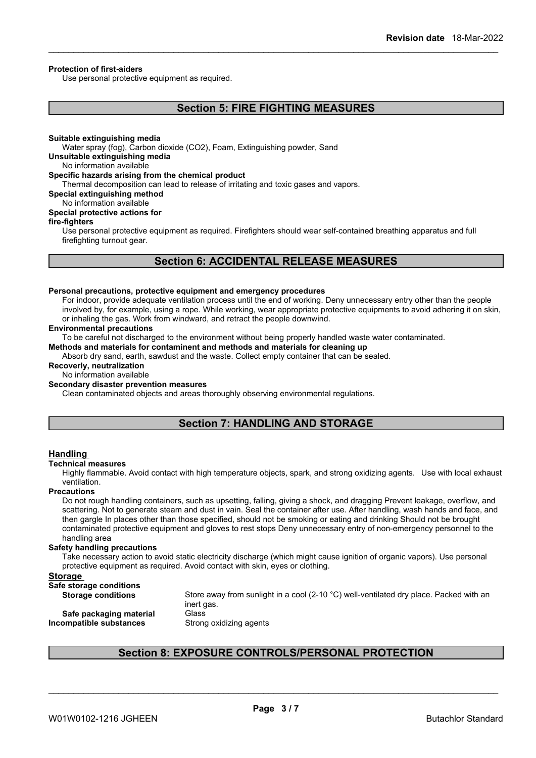**Protection of first-aiders**

Use personal protective equipment as required.

## Section 5: FIRE FIGHTING MEASURES

**Suitable extinguishing media**

Water spray (fog), Carbon dioxide ($CO_2$), Foam, Extinguishing powder, Sand

**Unsuitable extinguishing media**

No information available

**Specific hazards arising from the chemical product**

Thermal decomposition can lead to release of irritating and toxic gases and vapors.

**Special extinguishing method**

No information available

**Special protective actions for fire-fighters**

Use personal protective equipment as required. Firefighters should wear self-contained breathing apparatus and full firefighting turnout gear.

## Section 6: ACCIDENTAL RELEASE MEASURES

**Personal precautions, protective equipment and emergency procedures**

For indoor, provide adequate ventilation process until the end of working. Deny unnecessary entry other than the people involved by, for example, using a rope. While working, wear appropriate protective equipments to avoid adhering it on skin, or inhaling the gas. Work from windward, and retract the people downwind.

**Environmental precautions**

To be careful not discharged to the environment without being properly handled waste water contaminated.

**Methods and materials for contaminent and methods and materials for cleaning up**

Absorb dry sand, earth, sawdust and the waste. Collect empty container that can be sealed.

**Recoverly, neutralization**

No information available

**Secondary disaster prevention measures**

Clean contaminated objects and areas thoroughly observing environmental regulations.

## Section 7: HANDLING AND STORAGE

### Handling

**Technical measures**

Highly flammable. Avoid contact with high temperature objects, spark, and strong oxidizing agents. Use with local exhaust ventilation.

**Precautions**

Do not rough handling containers, such as upsetting, falling, giving a shock, and dragging Prevent leakage, overflow, and scattering. Not to generate steam and dust in vain. Seal the container after use. After handling, wash hands and face, and then gargle In places other than those specified, should not be smoking or eating and drinking Should not be brought contaminated protective equipment and gloves to rest stops Deny unnecessary entry of non-emergency personnel to the handling area

**Safety handling precautions**

Take necessary action to avoid static electricity discharge (which might cause ignition of organic vapors). Use personal protective equipment as required. Avoid contact with skin, eyes or clothing.

### Storage

**Safe storage conditions**

| | |
|---|---|
| **Storage conditions** | Store away from sunlight in a cool (2-10 °C) well-ventilated dry place. Packed with an inert gas. |
| **Safe packaging material** | Glass |
| **Incompatible substances** | Strong oxidizing agents |

## Section 8: EXPOSURE CONTROLS/PERSONAL PROTECTION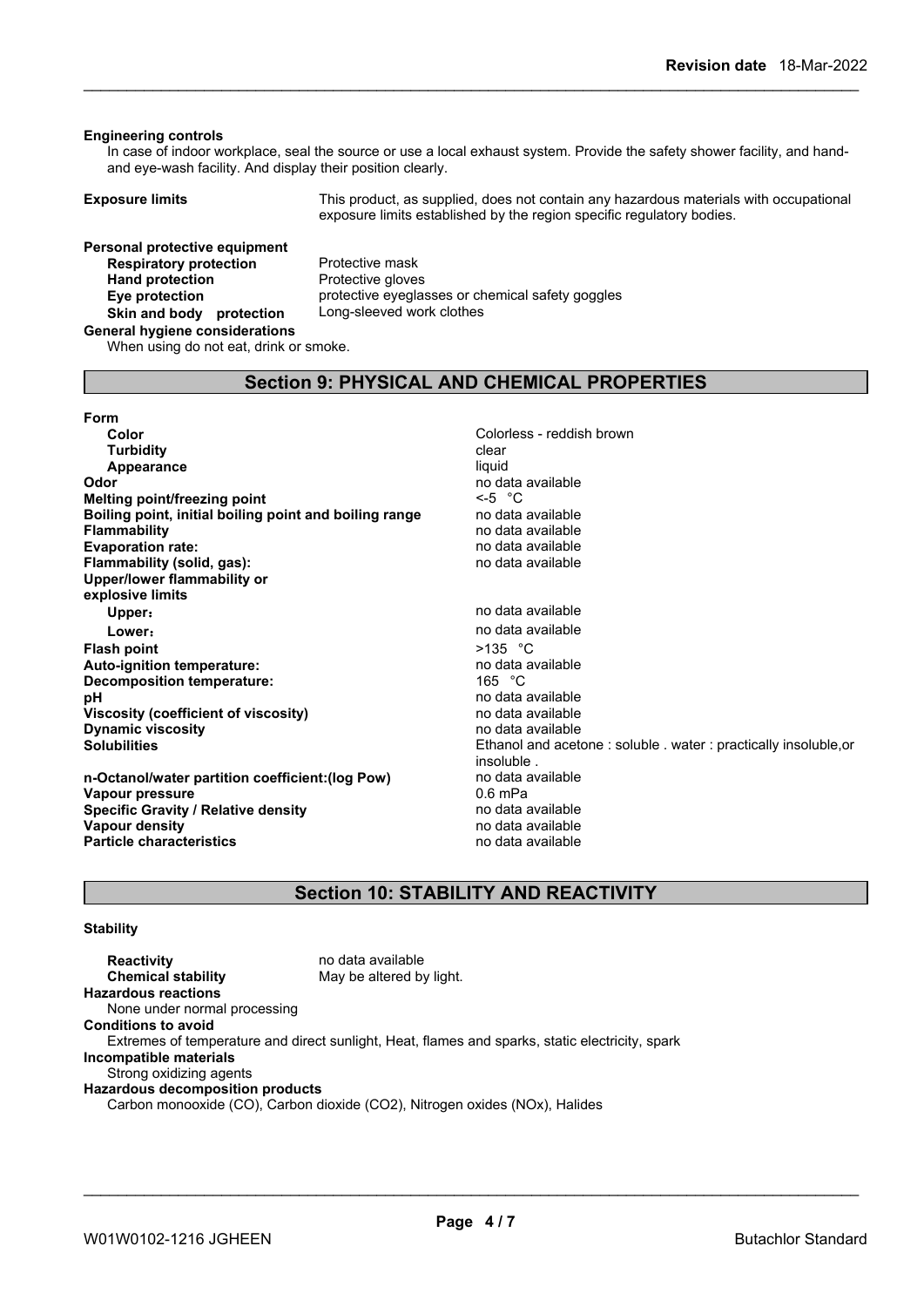**Engineering controls**

In case of indoor workplace, seal the source or use a local exhaust system. Provide the safety shower facility, and hand- and eye-wash facility. And display their position clearly.

**Exposure limits** This product, as supplied, does not contain any hazardous materials with occupational exposure limits established by the region specific regulatory bodies.

**Personal protective equipment**

| | |
|---|---|
| **Respiratory protection** | Protective mask |
| **Hand protection** | Protective gloves |
| **Eye protection** | protective eyeglasses or chemical safety goggles |
| **Skin and body protection** | Long-sleeved work clothes |

**General hygiene considerations**

When using do not eat, drink or smoke.

## Section 9: PHYSICAL AND CHEMICAL PROPERTIES

| | |
|---|---|
| **Form** | |
| **Color** | Colorless - reddish brown |
| **Turbidity** | clear |
| **Appearance** | liquid |
| **Odor** | no data available |
| **Melting point/freezing point** | <-5 °C |
| **Boiling point, initial boiling point and boiling range** | no data available |
| **Flammability** | no data available |
| **Evaporation rate:** | no data available |
| **Flammability (solid, gas):** | no data available |
| **Upper/lower flammability or explosive limits** | |
| **Upper**： | no data available |
| **Lower**： | no data available |
| **Flash point** | >135 °C |
| **Auto-ignition temperature:** | no data available |
| **Decomposition temperature:** | 165 °C |
| **pH** | no data available |
| **Viscosity (coefficient of viscosity)** | no data available |
| **Dynamic viscosity** | no data available |
| **Solubilities** | Ethanol and acetone : soluble . water : practically insoluble,or insoluble . |
| **n-Octanol/water partition coefficient:(log Pow)** | no data available |
| **Vapour pressure** | 0.6 mPa |
| **Specific Gravity / Relative density** | no data available |
| **Vapour density** | no data available |
| **Particle characteristics** | no data available |

## Section 10: STABILITY AND REACTIVITY

**Stability**

| | |
|---|---|
| **Reactivity** | no data available |
| **Chemical stability** | May be altered by light. |

**Hazardous reactions**

None under normal processing

**Conditions to avoid**

Extremes of temperature and direct sunlight, Heat, flames and sparks, static electricity, spark

**Incompatible materials**

Strong oxidizing agents

**Hazardous decomposition products**

Carbon monooxide (CO), Carbon dioxide ($CO_2$), Nitrogen oxides ($NO_x$), Halides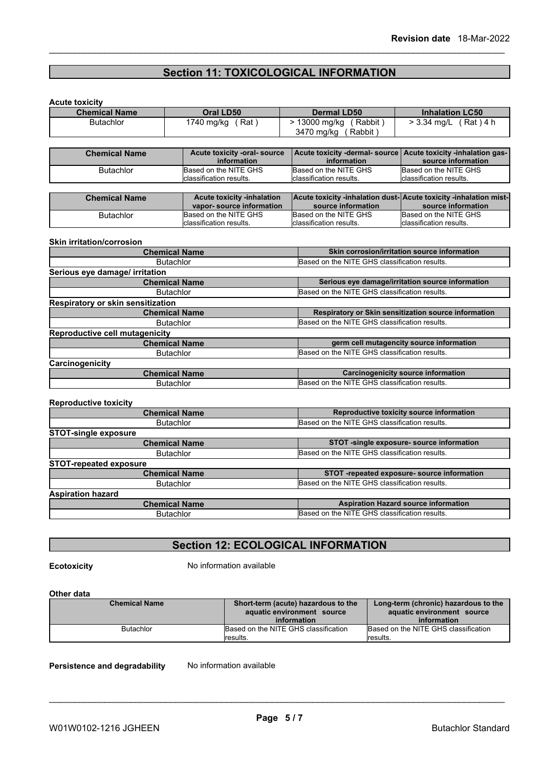## Section 11: TOXICOLOGICAL INFORMATION

**Acute toxicity**

| Chemical Name | Oral LD50 | Dermal LD50 | Inhalation LC50 |
|---|---|---|---|
| Butachlor | 1740 mg/kg ( Rat ) | > 13000 mg/kg ( Rabbit )<br>3470 mg/kg ( Rabbit ) | > 3.34 mg/L ( Rat ) 4 h |

| Chemical Name | Acute toxicity -oral- source information | Acute toxicity -dermal- source information | Acute toxicity -inhalation gas- source information |
|---|---|---|---|
| Butachlor | Based on the NITE GHS classification results. | Based on the NITE GHS classification results. | Based on the NITE GHS classification results. |

| Chemical Name | Acute toxicity -inhalation vapor- source information | Acute toxicity -inhalation dust- source information | Acute toxicity -inhalation mist- source information |
|---|---|---|---|
| Butachlor | Based on the NITE GHS classification results. | Based on the NITE GHS classification results. | Based on the NITE GHS classification results. |

**Skin irritation/corrosion**

| Chemical Name | Skin corrosion/irritation source information |
|---|---|
| Butachlor | Based on the NITE GHS classification results. |

**Serious eye damage/ irritation**

| Chemical Name | Serious eye damage/irritation source information |
|---|---|
| Butachlor | Based on the NITE GHS classification results. |

**Respiratory or skin sensitization**

| Chemical Name | Respiratory or Skin sensitization source information |
|---|---|
| Butachlor | Based on the NITE GHS classification results. |

**Reproductive cell mutagenicity**

| Chemical Name | germ cell mutagencity source information |
|---|---|
| Butachlor | Based on the NITE GHS classification results. |

**Carcinogenicity**

| Chemical Name | Carcinogenicity source information |
|---|---|
| Butachlor | Based on the NITE GHS classification results. |

**Reproductive toxicity**

| Chemical Name | Reproductive toxicity source information |
|---|---|
| Butachlor | Based on the NITE GHS classification results. |

**STOT-single exposure**

| Chemical Name | STOT -single exposure- source information |
|---|---|
| Butachlor | Based on the NITE GHS classification results. |

**STOT-repeated exposure**

| Chemical Name | STOT -repeated exposure- source information |
|---|---|
| Butachlor | Based on the NITE GHS classification results. |

**Aspiration hazard**

| Chemical Name | Aspiration Hazard source information |
|---|---|
| Butachlor | Based on the NITE GHS classification results. |

## Section 12: ECOLOGICAL INFORMATION

**Ecotoxicity** No information available

**Other data**

| Chemical Name | Short-term (acute) hazardous to the aquatic environment source information | Long-term (chronic) hazardous to the aquatic environment source information |
|---|---|---|
| Butachlor | Based on the NITE GHS classification results. | Based on the NITE GHS classification results. |

**Persistence and degradability** No information available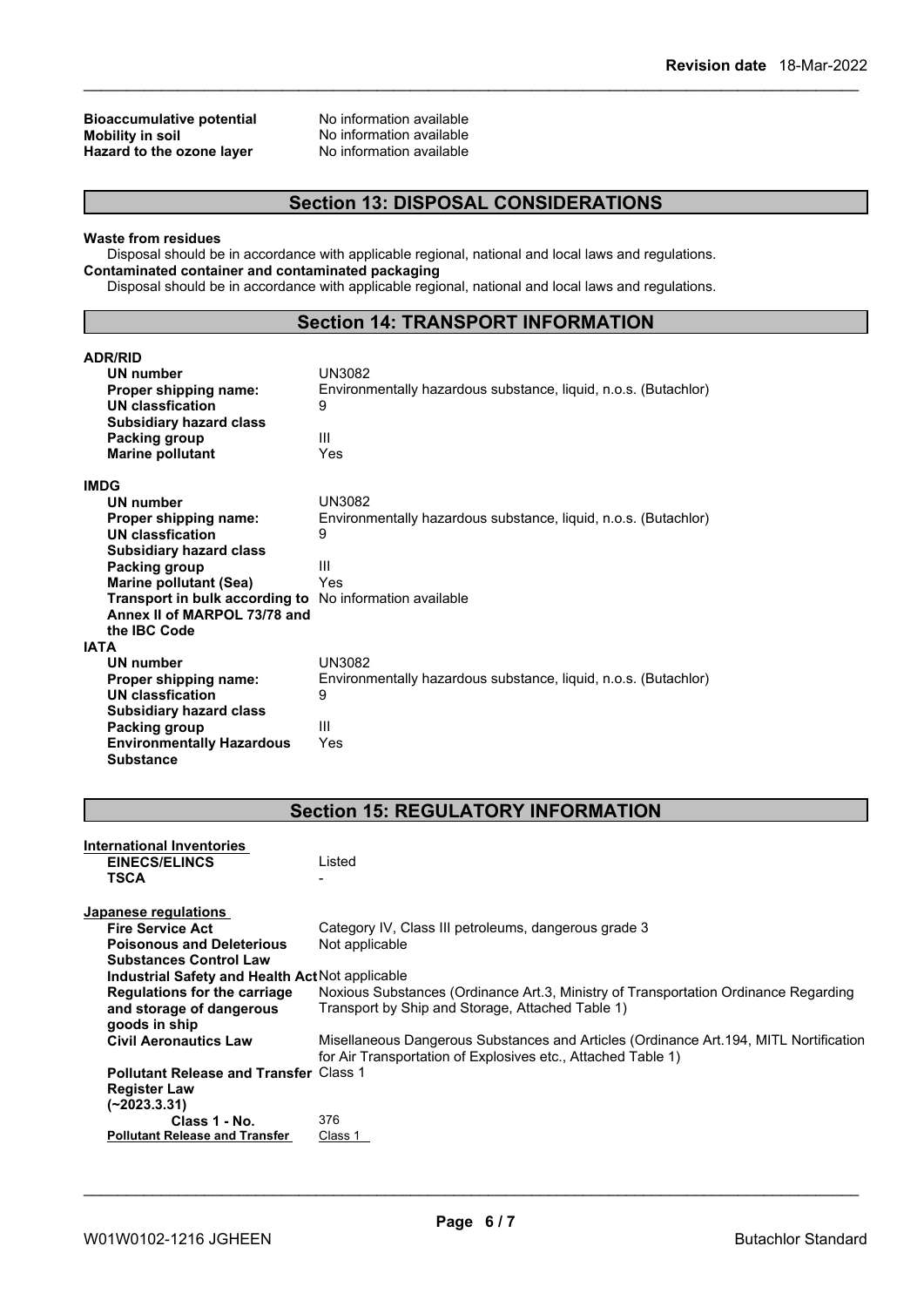| | |
|---|---|
| **Bioaccumulative potential** | No information available |
| **Mobility in soil** | No information available |
| **Hazard to the ozone layer** | No information available |

## Section 13: DISPOSAL CONSIDERATIONS

**Waste from residues**

Disposal should be in accordance with applicable regional, national and local laws and regulations.

**Contaminated container and contaminated packaging**

Disposal should be in accordance with applicable regional, national and local laws and regulations.

## Section 14: TRANSPORT INFORMATION

**ADR/RID**

| | |
|---|---|
| **UN number** | UN3082 |
| **Proper shipping name:** | Environmentally hazardous substance, liquid, n.o.s. (Butachlor) |
| **UN classfication** | 9 |
| **Subsidiary hazard class** | |
| **Packing group** | III |
| **Marine pollutant** | Yes |

**IMDG**

| | |
|---|---|
| **UN number** | UN3082 |
| **Proper shipping name:** | Environmentally hazardous substance, liquid, n.o.s. (Butachlor) |
| **UN classfication** | 9 |
| **Subsidiary hazard class** | |
| **Packing group** | III |
| **Marine pollutant (Sea)** | Yes |
| **Transport in bulk according to Annex II of MARPOL 73/78 and the IBC Code** | No information available |

**IATA**

| | |
|---|---|
| **UN number** | UN3082 |
| **Proper shipping name:** | Environmentally hazardous substance, liquid, n.o.s. (Butachlor) |
| **UN classfication** | 9 |
| **Subsidiary hazard class** | |
| **Packing group** | III |
| **Environmentally Hazardous Substance** | Yes |

## Section 15: REGULATORY INFORMATION

**International Inventories**

| | |
|---|---|
| **EINECS/ELINCS** | Listed |
| **TSCA** | - |

**Japanese regulations**

| | |
|---|---|
| **Fire Service Act** | Category IV, Class III petroleums, dangerous grade 3 |
| **Poisonous and Deleterious Substances Control Law** | Not applicable |
| **Industrial Safety and Health Act** | Not applicable |
| **Regulations for the carriage and storage of dangerous goods in ship** | Noxious Substances (Ordinance Art.3, Ministry of Transportation Ordinance Regarding Transport by Ship and Storage, Attached Table 1) |
| **Civil Aeronautics Law** | Misellaneous Dangerous Substances and Articles (Ordinance Art.194, MITL Notification for Air Transportation of Explosives etc., Attached Table 1) |
| **Pollutant Release and Transfer Register Law (~2023.3.31)** | Class 1 |
| **Class 1 - No.** | 376 |
| **Pollutant Release and Transfer** | Class 1 |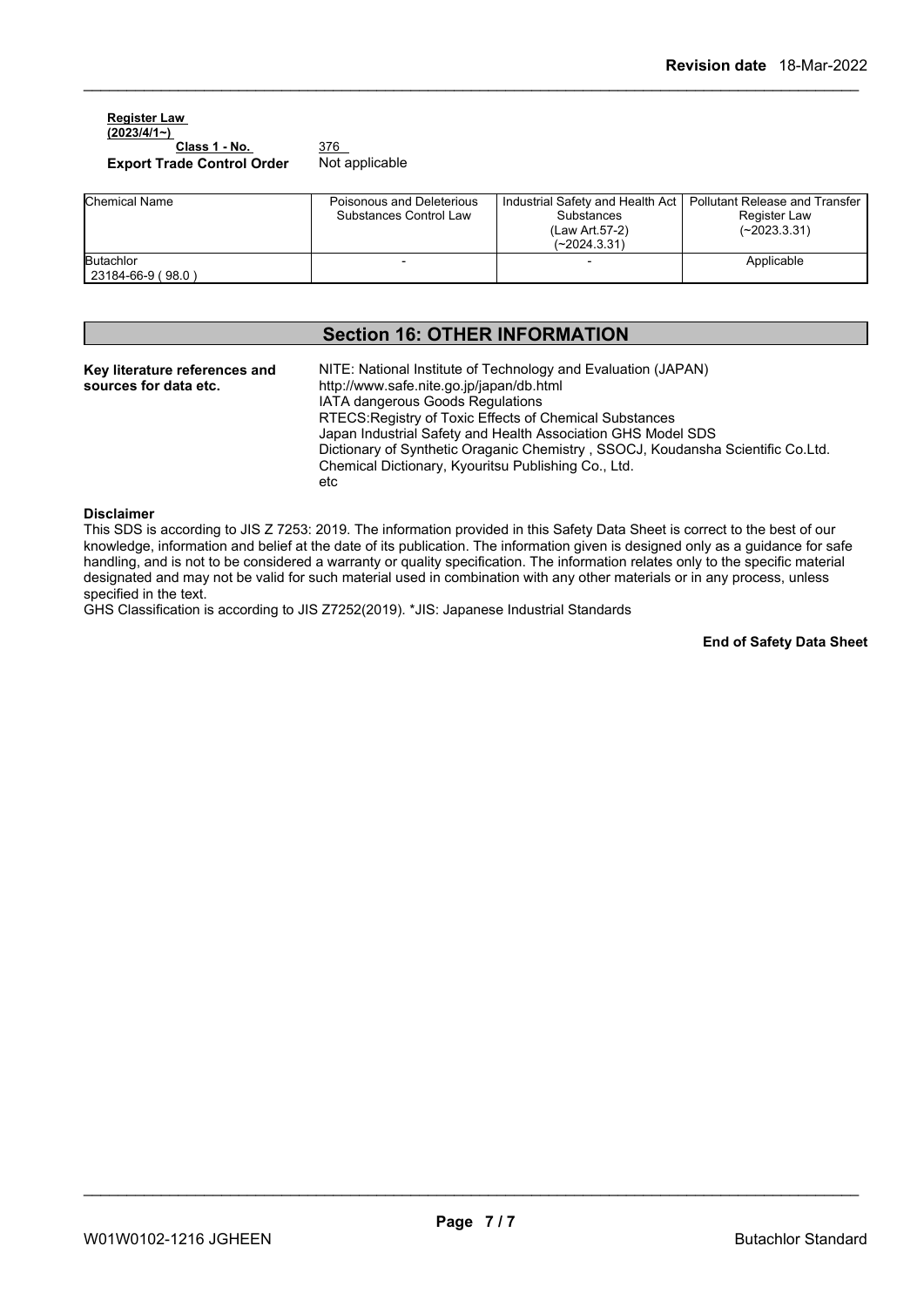**Register Law (2023/4/1~)**
**Class 1 - No.** 376
**Export Trade Control Order** Not applicable

| Chemical Name | Poisonous and Deleterious Substances Control Law | Industrial Safety and Health Act Substances (Law Art.57-2) (~2024.3.31) | Pollutant Release and Transfer Register Law (~2023.3.31) |
|---|---|---|---|
| Butachlor 23184-66-9 ( 98.0 ) | - | - | Applicable |

## Section 16: OTHER INFORMATION

**Key literature references and sources for data etc.**

NITE: National Institute of Technology and Evaluation (JAPAN)
http://www.safe.nite.go.jp/japan/db.html
IATA dangerous Goods Regulations
RTECS:Registry of Toxic Effects of Chemical Substances
Japan Industrial Safety and Health Association GHS Model SDS
Dictionary of Synthetic Oraganic Chemistry , SSOCJ, Koudansha Scientific Co.Ltd.
Chemical Dictionary, Kyouritsu Publishing Co., Ltd.
etc

**Disclaimer**

This SDS is according to JIS Z 7253: 2019. The information provided in this Safety Data Sheet is correct to the best of our knowledge, information and belief at the date of its publication. The information given is designed only as a guidance for safe handling, and is not to be considered a warranty or quality specification. The information relates only to the specific material designated and may not be valid for such material used in combination with any other materials or in any process, unless specified in the text.
GHS Classification is according to JIS Z7252(2019). *JIS: Japanese Industrial Standards

**End of Safety Data Sheet**